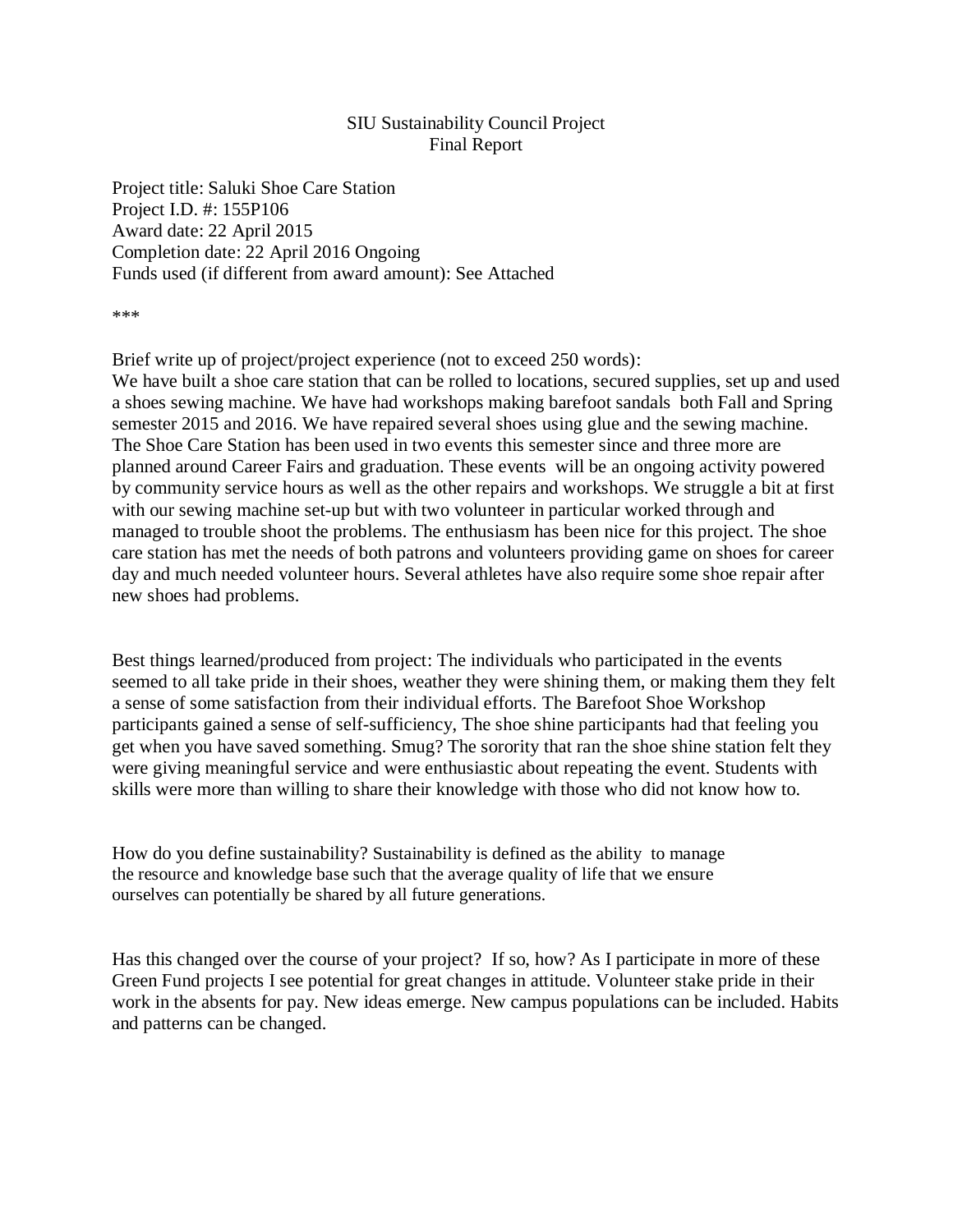SIU Sustainability Council Project
Final Report

Project title: Saluki Shoe Care Station
Project I.D. #: 155P106
Award date: 22 April 2015
Completion date: 22 April 2016 Ongoing
Funds used (if different from award amount): See Attached

***

Brief write up of project/project experience (not to exceed 250 words):
We have built a shoe care station that can be rolled to locations, secured supplies, set up and used a shoes sewing machine. We have had workshops making barefoot sandals both Fall and Spring semester 2015 and 2016. We have repaired several shoes using glue and the sewing machine. The Shoe Care Station has been used in two events this semester since and three more are planned around Career Fairs and graduation. These events will be an ongoing activity powered by community service hours as well as the other repairs and workshops. We struggle a bit at first with our sewing machine set-up but with two volunteer in particular worked through and managed to trouble shoot the problems. The enthusiasm has been nice for this project. The shoe care station has met the needs of both patrons and volunteers providing game on shoes for career day and much needed volunteer hours. Several athletes have also require some shoe repair after new shoes had problems.

Best things learned/produced from project: The individuals who participated in the events seemed to all take pride in their shoes, weather they were shining them, or making them they felt a sense of some satisfaction from their individual efforts. The Barefoot Shoe Workshop participants gained a sense of self-sufficiency, The shoe shine participants had that feeling you get when you have saved something. Smug? The sorority that ran the shoe shine station felt they were giving meaningful service and were enthusiastic about repeating the event. Students with skills were more than willing to share their knowledge with those who did not know how to.

How do you define sustainability? Sustainability is defined as the ability to manage the resource and knowledge base such that the average quality of life that we ensure ourselves can potentially be shared by all future generations.

Has this changed over the course of your project? If so, how? As I participate in more of these Green Fund projects I see potential for great changes in attitude. Volunteer stake pride in their work in the absents for pay. New ideas emerge. New campus populations can be included. Habits and patterns can be changed.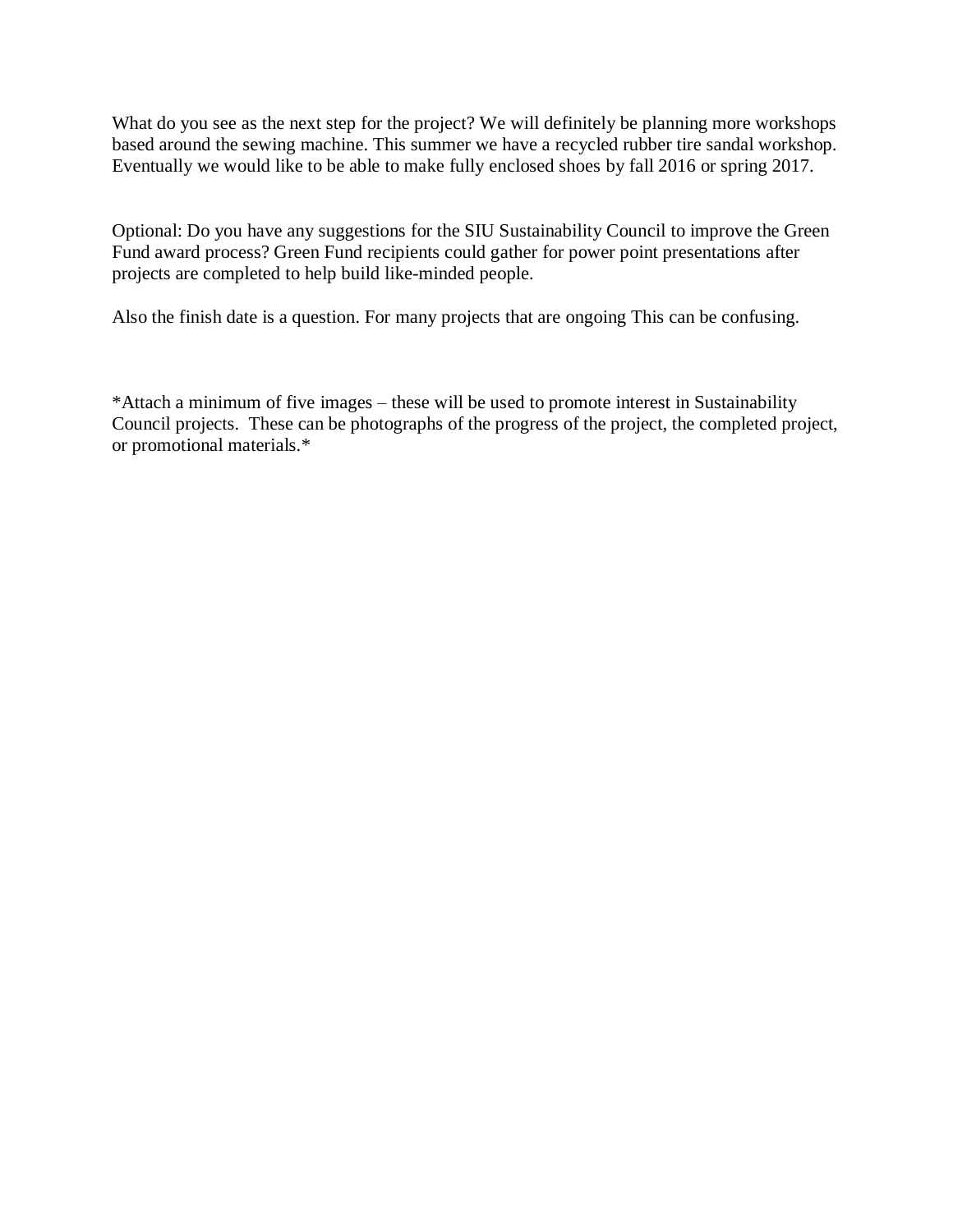What do you see as the next step for the project? We will definitely be planning more workshops based around the sewing machine. This summer we have a recycled rubber tire sandal workshop. Eventually we would like to be able to make fully enclosed shoes by fall 2016 or spring 2017.

Optional: Do you have any suggestions for the SIU Sustainability Council to improve the Green Fund award process? Green Fund recipients could gather for power point presentations after projects are completed to help build like-minded people.

Also the finish date is a question. For many projects that are ongoing This can be confusing.

*Attach a minimum of five images – these will be used to promote interest in Sustainability Council projects. These can be photographs of the progress of the project, the completed project, or promotional materials.*